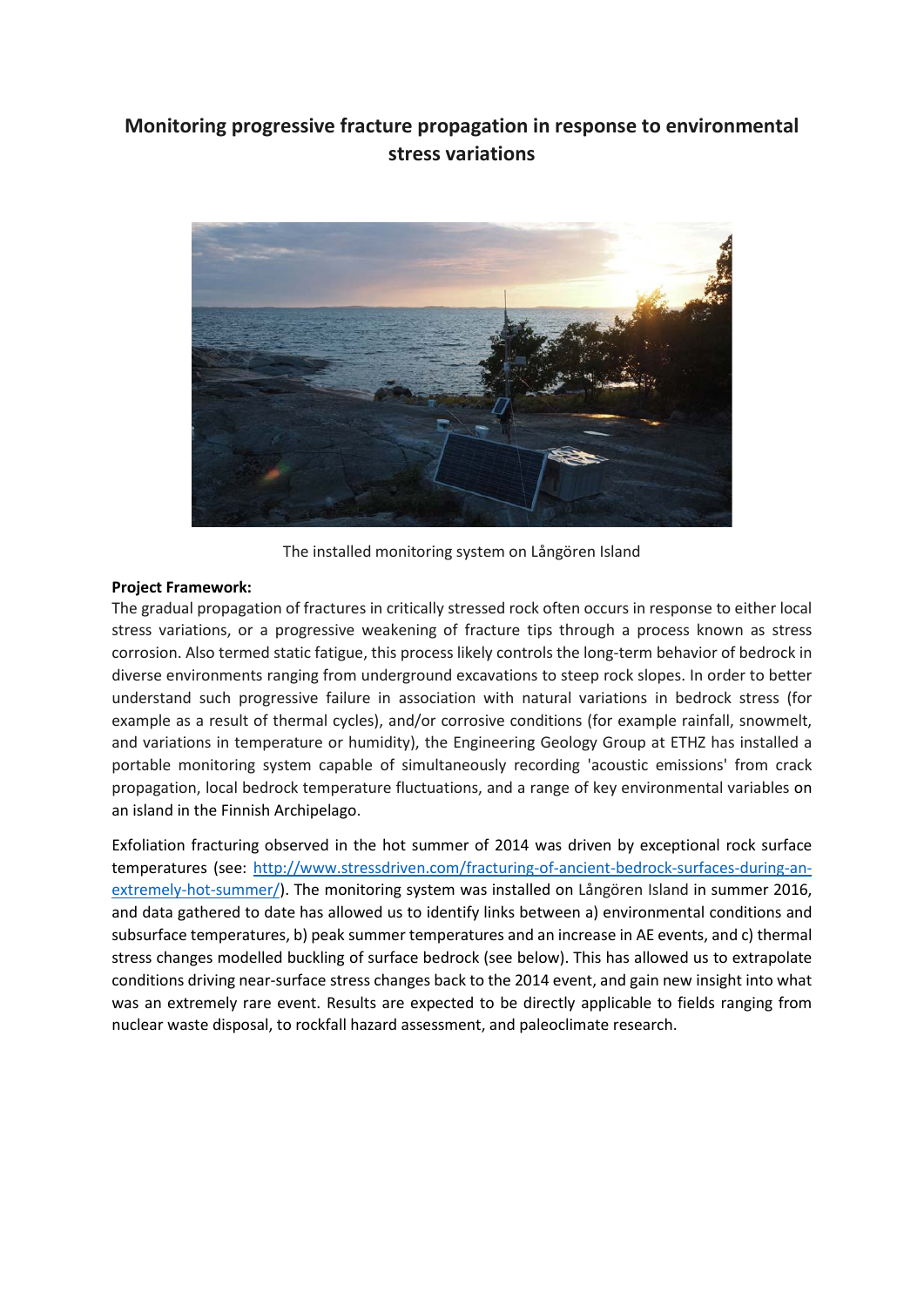# Monitoring progressive fracture propagation in response to environmental stress variations

The installed monitoring system on Långören Island

**Project Framework:**

The gradual propagation of fractures in critically stressed rock often occurs in response to either local stress variations, or a progressive weakening of fracture tips through a process known as stress corrosion. Also termed static fatigue, this process likely controls the long-term behavior of bedrock in diverse environments ranging from underground excavations to steep rock slopes. In order to better understand such progressive failure in association with natural variations in bedrock stress (for example as a result of thermal cycles), and/or corrosive conditions (for example rainfall, snowmelt, and variations in temperature or humidity), the Engineering Geology Group at ETHZ has installed a portable monitoring system capable of simultaneously recording 'acoustic emissions' from crack propagation, local bedrock temperature fluctuations, and a range of key environmental variables on an island in the Finnish Archipelago.

Exfoliation fracturing observed in the hot summer of 2014 was driven by exceptional rock surface temperatures (see: [http://www.stressdriven.com/fracturing-of-ancient-bedrock-surfaces-during-an-extremely-hot-summer/](http://www.stressdriven.com/fracturing-of-ancient-bedrock-surfaces-during-an-extremely-hot-summer/)). The monitoring system was installed on Långören Island in summer 2016, and data gathered to date has allowed us to identify links between a) environmental conditions and subsurface temperatures, b) peak summer temperatures and an increase in AE events, and c) thermal stress changes modelled buckling of surface bedrock (see below). This has allowed us to extrapolate conditions driving near-surface stress changes back to the 2014 event, and gain new insight into what was an extremely rare event. Results are expected to be directly applicable to fields ranging from nuclear waste disposal, to rockfall hazard assessment, and paleoclimate research.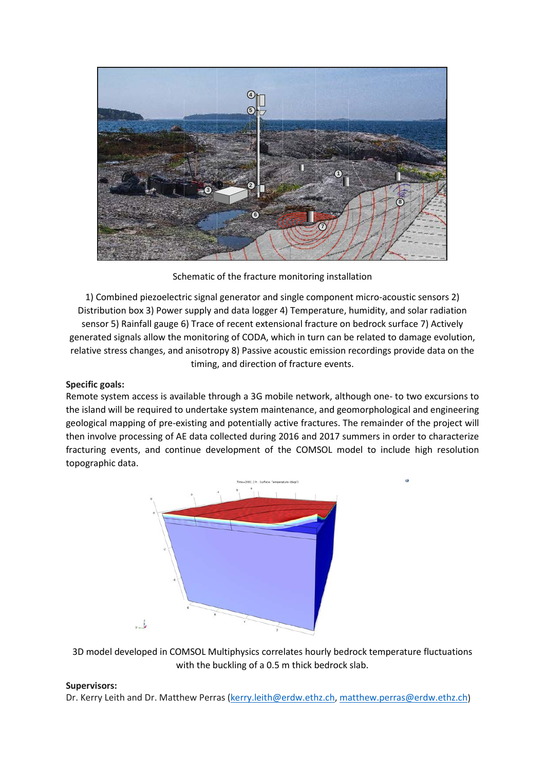Schematic of the fracture monitoring installation

1) Combined piezoelectric signal generator and single component micro-acoustic sensors 2) Distribution box 3) Power supply and data logger 4) Temperature, humidity, and solar radiation sensor 5) Rainfall gauge 6) Trace of recent extensional fracture on bedrock surface 7) Actively generated signals allow the monitoring of CODA, which in turn can be related to damage evolution, relative stress changes, and anisotropy 8) Passive acoustic emission recordings provide data on the timing, and direction of fracture events.

**Specific goals:**

Remote system access is available through a 3G mobile network, although one- to two excursions to the island will be required to undertake system maintenance, and geomorphological and engineering geological mapping of pre-existing and potentially active fractures. The remainder of the project will then involve processing of AE data collected during 2016 and 2017 summers in order to characterize fracturing events, and continue development of the COMSOL model to include high resolution topographic data.

3D model developed in COMSOL Multiphysics correlates hourly bedrock temperature fluctuations with the buckling of a 0.5 m thick bedrock slab.

**Supervisors:**

Dr. Kerry Leith and Dr. Matthew Perras (kerry.leith@erdw.ethz.ch, matthew.perras@erdw.ethz.ch)